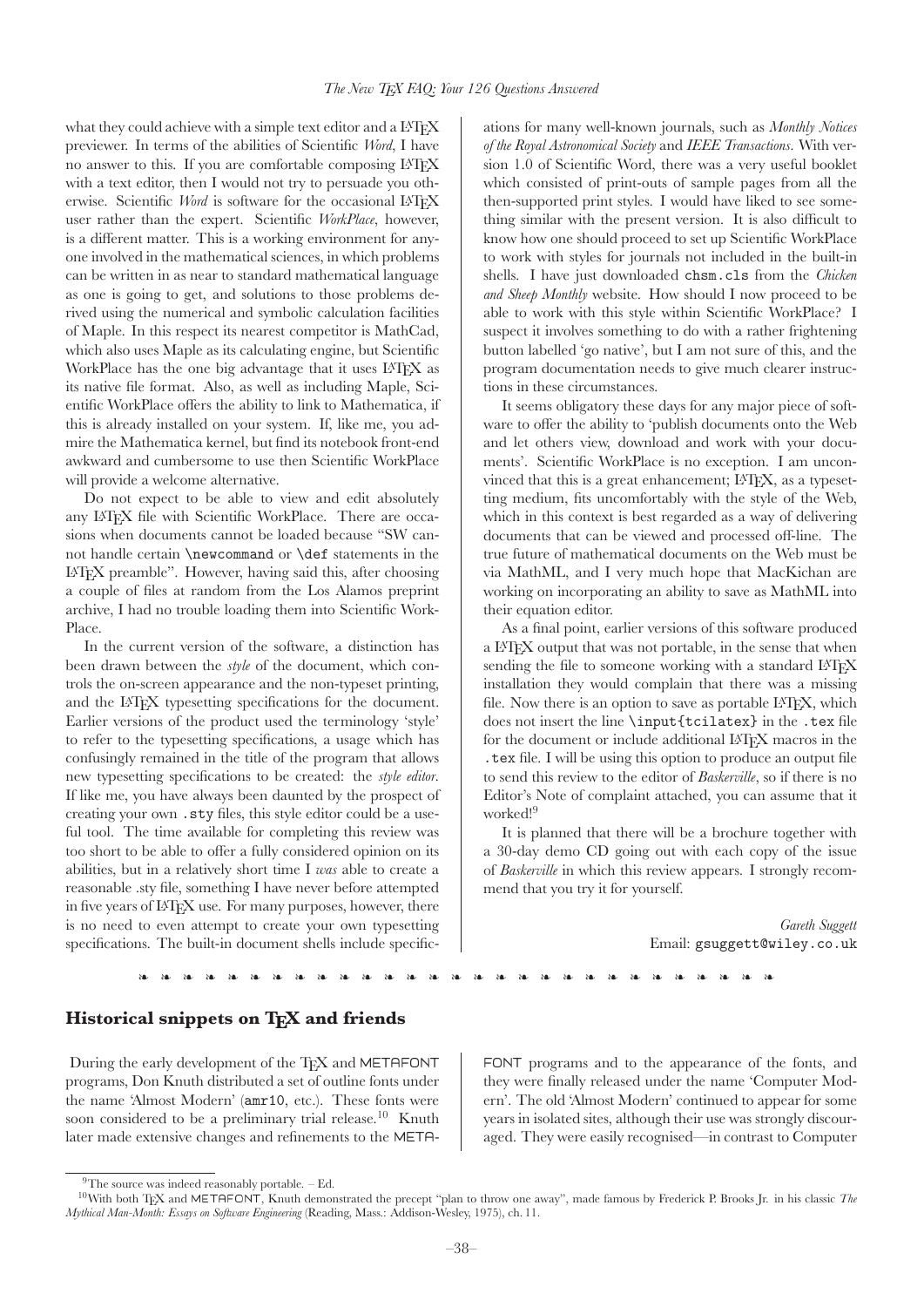what they could achieve with a simple text editor and a LaTeX previewer. In terms of the abilities of Scientific *Word*, I have no answer to this. If you are comfortable composing LaTeX with a text editor, then I would not try to persuade you otherwise. Scientific *Word* is software for the occasional LaTeX user rather than the expert. Scientific *WorkPlace*, however, is a different matter. This is a working environment for anyone involved in the mathematical sciences, in which problems can be written in as near to standard mathematical language as one is going to get, and solutions to those problems derived using the numerical and symbolic calculation facilities of Maple. In this respect its nearest competitor is MathCad, which also uses Maple as its calculating engine, but Scientific WorkPlace has the one big advantage that it uses LaTeX as its native file format. Also, as well as including Maple, Scientific WorkPlace offers the ability to link to Mathematica, if this is already installed on your system. If, like me, you admire the Mathematica kernel, but find its notebook front-end awkward and cumbersome to use then Scientific WorkPlace will provide a welcome alternative.

Do not expect to be able to view and edit absolutely any LaTeX file with Scientific WorkPlace. There are occasions when documents cannot be loaded because "SW cannot handle certain `\newcommand` or `\def` statements in the LaTeX preamble". However, having said this, after choosing a couple of files at random from the Los Alamos preprint archive, I had no trouble loading them into Scientific WorkPlace.

In the current version of the software, a distinction has been drawn between the *style* of the document, which controls the on-screen appearance and the non-typeset printing, and the LaTeX typesetting specifications for the document. Earlier versions of the product used the terminology 'style' to refer to the typesetting specifications, a usage which has confusingly remained in the title of the program that allows new typesetting specifications to be created: the *style editor*. If like me, you have always been daunted by the prospect of creating your own `.sty` files, this style editor could be a useful tool. The time available for completing this review was too short to be able to offer a fully considered opinion on its abilities, but in a relatively short time I *was* able to create a reasonable .sty file, something I have never before attempted in five years of LaTeX use. For many purposes, however, there is no need to even attempt to create your own typesetting specifications. The built-in document shells include specifications for many well-known journals, such as *Monthly Notices of the Royal Astronomical Society* and *IEEE Transactions*. With version 1.0 of Scientific Word, there was a very useful booklet which consisted of print-outs of sample pages from all the then-supported print styles. I would have liked to see something similar with the present version. It is also difficult to know how one should proceed to set up Scientific WorkPlace to work with styles for journals not included in the built-in shells. I have just downloaded `chsm.cls` from the *Chicken and Sheep Monthly* website. How should I now proceed to be able to work with this style within Scientific WorkPlace? I suspect it involves something to do with a rather frightening button labelled 'go native', but I am not sure of this, and the program documentation needs to give much clearer instructions in these circumstances.

It seems obligatory these days for any major piece of software to offer the ability to 'publish documents onto the Web and let others view, download and work with your documents'. Scientific WorkPlace is no exception. I am unconvinced that this is a great enhancement; LaTeX, as a typesetting medium, fits uncomfortably with the style of the Web, which in this context is best regarded as a way of delivering documents that can be viewed and processed off-line. The true future of mathematical documents on the Web must be via MathML, and I very much hope that MacKichan are working on incorporating an ability to save as MathML into their equation editor.

As a final point, earlier versions of this software produced a LaTeX output that was not portable, in the sense that when sending the file to someone working with a standard LaTeX installation they would complain that there was a missing file. Now there is an option to save as portable LaTeX, which does not insert the line `\input{tcilatex}` in the `.tex` file for the document or include additional LaTeX macros in the `.tex` file. I will be using this option to produce an output file to send this review to the editor of *Baskerville*, so if there is no Editor's Note of complaint attached, you can assume that it worked![9]

It is planned that there will be a brochure together with a 30-day demo CD going out with each copy of the issue of *Baskerville* in which this review appears. I strongly recommend that you try it for yourself.

*Gareth Suggett*
Email: `gsuggett@wiley.co.uk`

## Historical snippets on TeX and friends

During the early development of the TeX and METAFONT programs, Don Knuth distributed a set of outline fonts under the name 'Almost Modern' (`amr10`, etc.). These fonts were soon considered to be a preliminary trial release.[10] Knuth later made extensive changes and refinements to the METAFONT programs and to the appearance of the fonts, and they were finally released under the name 'Computer Modern'. The old 'Almost Modern' continued to appear for some years in isolated sites, although their use was strongly discouraged. They were easily recognised—in contrast to Computer

---

[9] The source was indeed reasonably portable. – Ed.

[10] With both TeX and METAFONT, Knuth demonstrated the precept "plan to throw one away", made famous by Frederick P. Brooks Jr. in his classic *The Mythical Man-Month: Essays on Software Engineering* (Reading, Mass.: Addison-Wesley, 1975), ch. 11.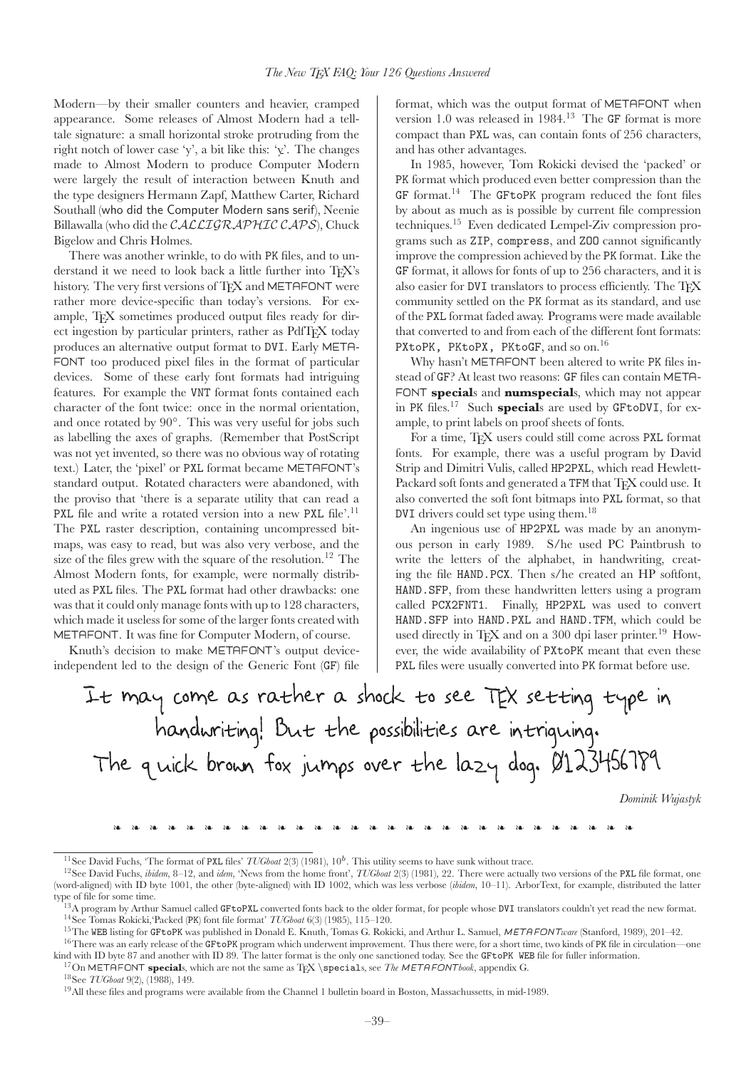Modern—by their smaller counters and heavier, cramped appearance. Some releases of Almost Modern had a telltale signature: a small horizontal stroke protruding from the right notch of lower case 'y', a bit like this: 'y'. The changes made to Almost Modern to produce Computer Modern were largely the result of interaction between Knuth and the type designers Hermann Zapf, Matthew Carter, Richard Southall (who did the Computer Modern sans serif), Neenie Billawalla (who did the *CALLIGRAPHIC CAPS*), Chuck Bigelow and Chris Holmes.

There was another wrinkle, to do with PK files, and to understand it we need to look back a little further into TEX's history. The very first versions of TEX and METAFONT were rather more device-specific than today's versions. For example, TEX sometimes produced output files ready for direct ingestion by particular printers, rather as PdfTEX today produces an alternative output format to DVI. Early METAFONT too produced pixel files in the format of particular devices. Some of these early font formats had intriguing features. For example the VNT format fonts contained each character of the font twice: once in the normal orientation, and once rotated by 90°. This was very useful for jobs such as labelling the axes of graphs. (Remember that PostScript was not yet invented, so there was no obvious way of rotating text.) Later, the 'pixel' or PXL format became METAFONT's standard output. Rotated characters were abandoned, with the proviso that 'there is a separate utility that can read a PXL file and write a rotated version into a new PXL file'.[11] The PXL raster description, containing uncompressed bitmaps, was easy to read, but was also very verbose, and the size of the files grew with the square of the resolution.[12] The Almost Modern fonts, for example, were normally distributed as PXL files. The PXL format had other drawbacks: one was that it could only manage fonts with up to 128 characters, which made it useless for some of the larger fonts created with METAFONT. It was fine for Computer Modern, of course.

Knuth's decision to make METAFONT's output device-independent led to the design of the Generic Font (GF) file format, which was the output format of METAFONT when version 1.0 was released in 1984.[13] The GF format is more compact than PXL was, can contain fonts of 256 characters, and has other advantages.

In 1985, however, Tom Rokicki devised the 'packed' or PK format which produced even better compression than the GF format.[14] The GFtoPK program reduced the font files by about as much as is possible by current file compression techniques.[15] Even dedicated Lempel-Ziv compression programs such as ZIP, compress, and ZOO cannot significantly improve the compression achieved by the PK format. Like the GF format, it allows for fonts of up to 256 characters, and it is also easier for DVI translators to process efficiently. The TEX community settled on the PK format as its standard, and use of the PXL format faded away. Programs were made available that converted to and from each of the different font formats: PXtoPK, PKtoPX, PKtoGF, and so on.[16]

Why hasn't METAFONT been altered to write PK files instead of GF? At least two reasons: GF files can contain METAFONT **special**s and **numspecial**s, which may not appear in PK files.[17] Such **special**s are used by GFtoDVI, for example, to print labels on proof sheets of fonts.

For a time, TEX users could still come across PXL format fonts. For example, there was a useful program by David Strip and Dimitri Vulis, called HP2PXL, which read Hewlett-Packard soft fonts and generated a TFM that TEX could use. It also converted the soft font bitmaps into PXL format, so that DVI drivers could set type using them.[18]

An ingenious use of HP2PXL was made by an anonymous person in early 1989. S/he used PC Paintbrush to write the letters of the alphabet, in handwriting, creating the file HAND.PCX. Then s/he created an HP softfont, HAND.SFP, from these handwritten letters using a program called PCX2FNT1. Finally, HP2PXL was used to convert HAND.SFP into HAND.PXL and HAND.TFM, which could be used directly in TEX and on a 300 dpi laser printer.[19] However, the wide availability of PXtoPK meant that even these PXL files were usually converted into PK format before use.

It may come as rather a shock to see TEX setting type in handwriting! But the possibilities are intriguing.
The quick brown fox jumps over the lazy dog. 0123456789

*Dominik Wujastyk*

❧ ❧ ❧ ❧ ❧ ❧ ❧ ❧ ❧ ❧ ❧ ❧ ❧ ❧ ❧ ❧ ❧ ❧ ❧ ❧ ❧ ❧ ❧ ❧ ❧ ❧ ❧ ❧ ❧ ❧

---

[11] See David Fuchs, 'The format of PXL files' *TUGboat* 2(3) (1981), $10^b$. This utility seems to have sunk without trace.

[12] See David Fuchs, *ibidem*, 8–12, and *idem*, 'News from the home front', *TUGboat* 2(3) (1981), 22. There were actually two versions of the PXL file format, one (word-aligned) with ID byte 1001, the other (byte-aligned) with ID 1002, which was less verbose (*ibidem*, 10–11). ArborText, for example, distributed the latter type of file for some time.

[13] A program by Arthur Samuel called GFtoPXL converted fonts back to the older format, for people whose DVI translators couldn't yet read the new format.

[14] See Tomas Rokicki,'Packed (PK) font file format' *TUGboat* 6(3) (1985), 115–120.

[15] The WEB listing for GFtoPK was published in Donald E. Knuth, Tomas G. Rokicki, and Arthur L. Samuel, *METAFONTware* (Stanford, 1989), 201–42.

[16] There was an early release of the GFtoPK program which underwent improvement. Thus there were, for a short time, two kinds of PK file in circulation—one kind with ID byte 87 and another with ID 89. The latter format is the only one sanctioned today. See the GFtoPK WEB file for fuller information.

[17] On METAFONT **special**s, which are not the same as TEX \specials, see *The METAFONTbook*, appendix G.

[18] See *TUGboat* 9(2), (1988), 149.

[19] All these files and programs were available from the Channel 1 bulletin board in Boston, Massachussetts, in mid-1989.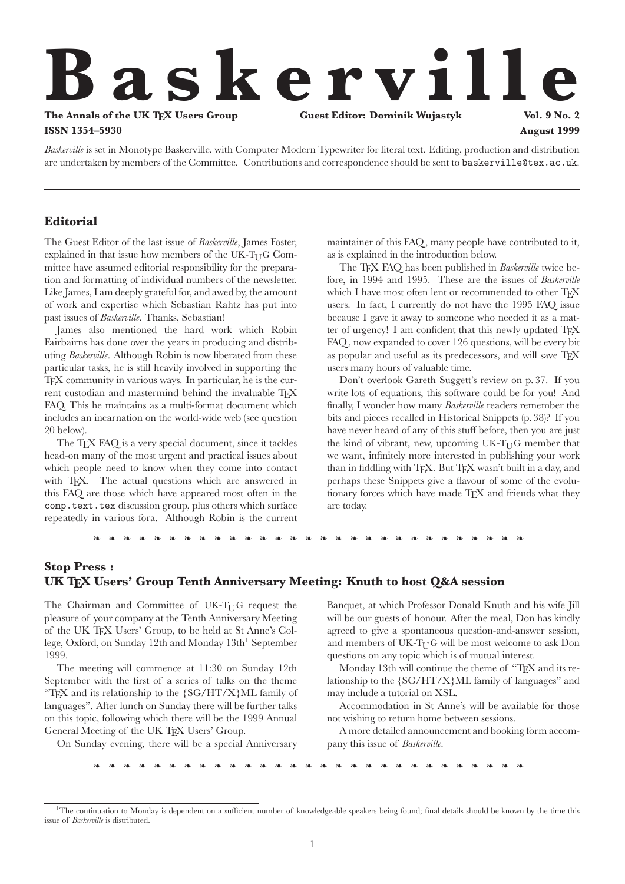᾿# Baskerville

**The Annals of the UK TEX Users Group** **Guest Editor: Dominik Wujastyk** **Vol. 9 No. 2**
**ISSN 1354–5930** **August 1999**

*Baskerville* is set in Monotype Baskerville, with Computer Modern Typewriter for literal text. Editing, production and distribution are undertaken by members of the Committee. Contributions and correspondence should be sent to `baskerville@tex.ac.uk`.

---

## Editorial

The Guest Editor of the last issue of *Baskerville*, James Foster, explained in that issue how members of the UK-TUG Committee have assumed editorial responsibility for the preparation and formatting of individual numbers of the newsletter. Like James, I am deeply grateful for, and awed by, the amount of work and expertise which Sebastian Rahtz has put into past issues of *Baskerville*. Thanks, Sebastian!

James also mentioned the hard work which Robin Fairbairns has done over the years in producing and distributing *Baskerville*. Although Robin is now liberated from these particular tasks, he is still heavily involved in supporting the TEX community in various ways. In particular, he is the current custodian and mastermind behind the invaluable TEX FAQ. This he maintains as a multi-format document which includes an incarnation on the world-wide web (see question 20 below).

The TEX FAQ is a very special document, since it tackles head-on many of the most urgent and practical issues about which people need to know when they come into contact with TEX. The actual questions which are answered in this FAQ are those which have appeared most often in the `comp.text.tex` discussion group, plus others which surface repeatedly in various fora. Although Robin is the current maintainer of this FAQ, many people have contributed to it, as is explained in the introduction below.

The TEX FAQ has been published in *Baskerville* twice before, in 1994 and 1995. These are the issues of *Baskerville* which I have most often lent or recommended to other TEX users. In fact, I currently do not have the 1995 FAQ issue because I gave it away to someone who needed it as a matter of urgency! I am confident that this newly updated TEX FAQ, now expanded to cover 126 questions, will be every bit as popular and useful as its predecessors, and will save TEX users many hours of valuable time.

Don't overlook Gareth Suggett's review on p. 37. If you write lots of equations, this software could be for you! And finally, I wonder how many *Baskerville* readers remember the bits and pieces recalled in Historical Snippets (p. 38)? If you have never heard of any of this stuff before, then you are just the kind of vibrant, new, upcoming UK-TUG member that we want, infinitely more interested in publishing your work than in fiddling with TEX. But TEX wasn't built in a day, and perhaps these Snippets give a flavour of some of the evolutionary forces which have made TEX and friends what they are today.

❧ ❧ ❧ ❧ ❧ ❧ ❧ ❧ ❧ ❧ ❧ ❧ ❧ ❧ ❧ ❧ ❧ ❧ ❧ ❧ ❧ ❧ ❧ ❧ ❧ ❧ ❧ ❧ ❧ ❧

## Stop Press : UK TEX Users' Group Tenth Anniversary Meeting: Knuth to host Q&A session

The Chairman and Committee of UK-TUG request the pleasure of your company at the Tenth Anniversary Meeting of the UK TEX Users' Group, to be held at St Anne's College, Oxford, on Sunday 12th and Monday 13th[1] September 1999.

The meeting will commence at 11:30 on Sunday 12th September with the first of a series of talks on the theme "TEX and its relationship to the {SG/HT/X}ML family of languages". After lunch on Sunday there will be further talks on this topic, following which there will be the 1999 Annual General Meeting of the UK TEX Users' Group.

On Sunday evening, there will be a special Anniversary Banquet, at which Professor Donald Knuth and his wife Jill will be our guests of honour. After the meal, Don has kindly agreed to give a spontaneous question-and-answer session, and members of UK-TUG will be most welcome to ask Don questions on any topic which is of mutual interest.

Monday 13th will continue the theme of "TEX and its relationship to the {SG/HT/X}ML family of languages" and may include a tutorial on XSL.

Accommodation in St Anne's will be available for those not wishing to return home between sessions.

A more detailed announcement and booking form accompany this issue of *Baskerville*.

❧ ❧ ❧ ❧ ❧ ❧ ❧ ❧ ❧ ❧ ❧ ❧ ❧ ❧ ❧ ❧ ❧ ❧ ❧ ❧ ❧ ❧ ❧ ❧ ❧ ❧ ❧ ❧ ❧ ❧

[1] The continuation to Monday is dependent on a sufficient number of knowledgeable speakers being found; final details should be known by the time this issue of *Baskerville* is distributed.